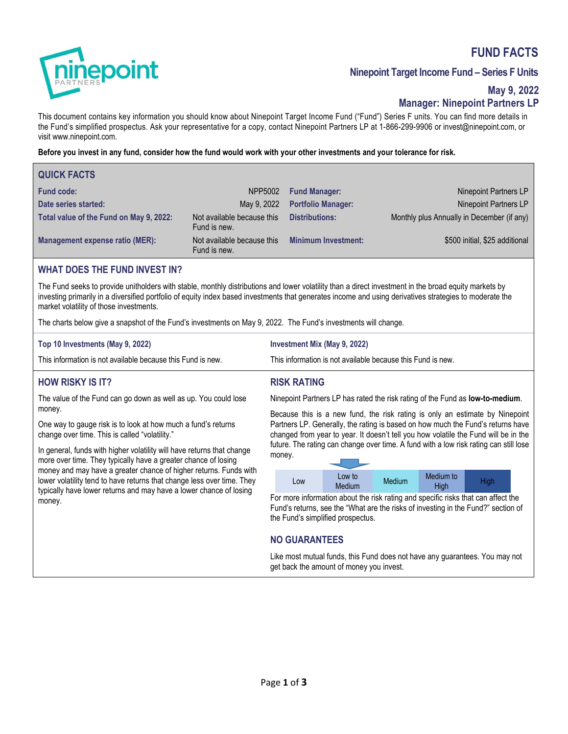# FUND FACTS

## Ninepoint Target Income Fund – Series F Units

**May 9, 2022**

**Manager: Ninepoint Partners LP**

This document contains key information you should know about Ninepoint Target Income Fund ("Fund") Series F units. You can find more details in the Fund's simplified prospectus. Ask your representative for a copy, contact Ninepoint Partners LP at 1-866-299-9906 or invest@ninepoint.com, or visit www.ninepoint.com.

**Before you invest in any fund, consider how the fund would work with your other investments and your tolerance for risk.**

## QUICK FACTS

| | | | |
|---|---|---|---|
| **Fund code:** | NPP5002 | **Fund Manager:** | Ninepoint Partners LP |
| **Date series started:** | May 9, 2022 | **Portfolio Manager:** | Ninepoint Partners LP |
| **Total value of the Fund on May 9, 2022:** | Not available because this Fund is new. | **Distributions:** | Monthly plus Annually in December (if any) |
| **Management expense ratio (MER):** | Not available because this Fund is new. | **Minimum Investment:** | $500 initial, $25 additional |

## WHAT DOES THE FUND INVEST IN?

The Fund seeks to provide unitholders with stable, monthly distributions and lower volatility than a direct investment in the broad equity markets by investing primarily in a diversified portfolio of equity index based investments that generates income and using derivatives strategies to moderate the market volatility of those investments.

The charts below give a snapshot of the Fund's investments on May 9, 2022. The Fund's investments will change.

### Top 10 Investments (May 9, 2022)

This information is not available because this Fund is new.

### Investment Mix (May 9, 2022)

This information is not available because this Fund is new.

## HOW RISKY IS IT?

The value of the Fund can go down as well as up. You could lose money.

One way to gauge risk is to look at how much a fund's returns change over time. This is called "volatility."

In general, funds with higher volatility will have returns that change more over time. They typically have a greater chance of losing money and may have a greater chance of higher returns. Funds with lower volatility tend to have returns that change less over time. They typically have lower returns and may have a lower chance of losing money.

## RISK RATING

Ninepoint Partners LP has rated the risk rating of the Fund as **low-to-medium**.

Because this is a new fund, the risk rating is only an estimate by Ninepoint Partners LP. Generally, the rating is based on how much the Fund's returns have changed from year to year. It doesn't tell you how volatile the Fund will be in the future. The rating can change over time. A fund with a low risk rating can still lose money.

| Low | Low to Medium | Medium | Medium to High | High |
|---|---|---|---|---|

For more information about the risk rating and specific risks that can affect the Fund's returns, see the "What are the risks of investing in the Fund?" section of the Fund's simplified prospectus.

## NO GUARANTEES

Like most mutual funds, this Fund does not have any guarantees. You may not get back the amount of money you invest.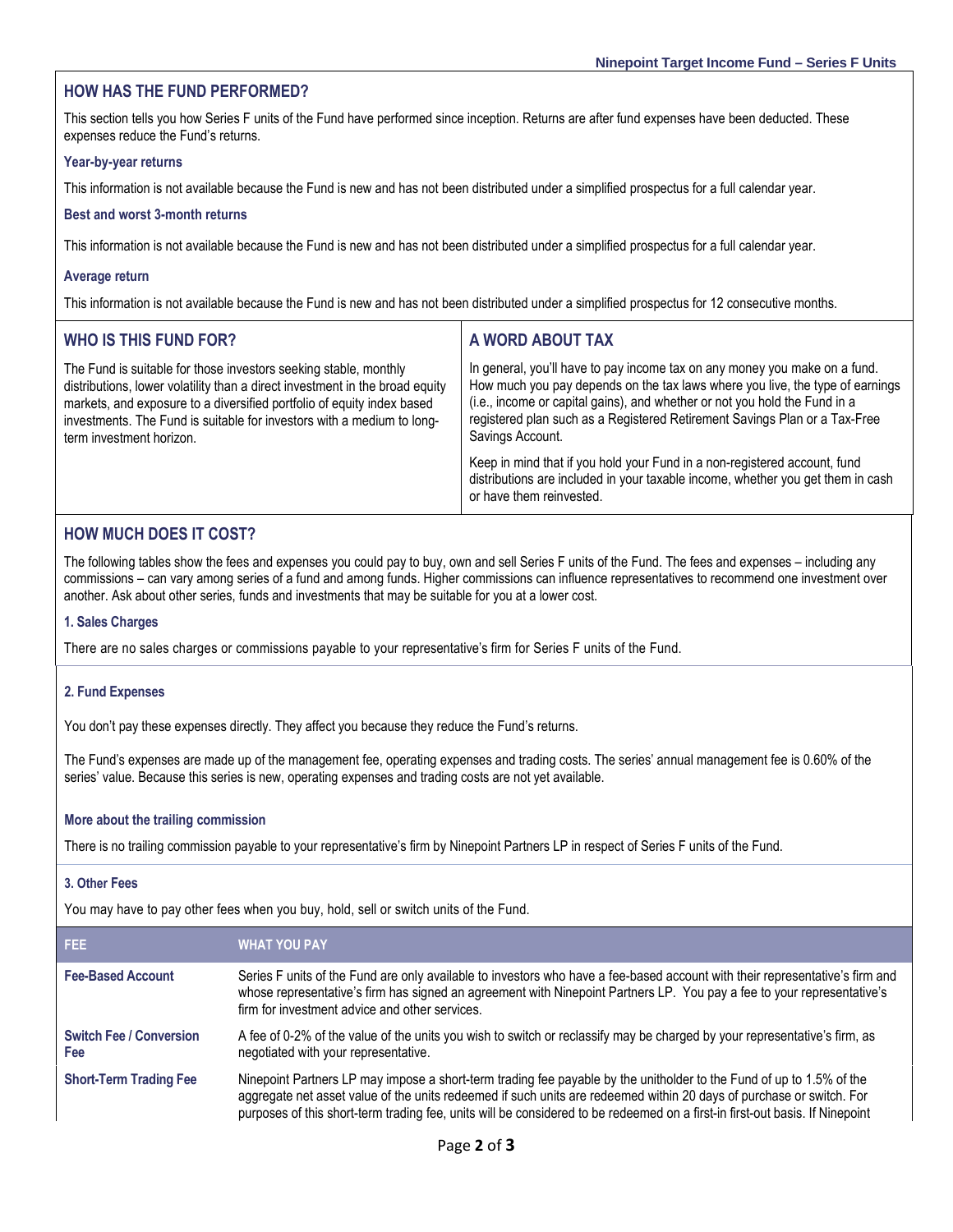## HOW HAS THE FUND PERFORMED?

This section tells you how Series F units of the Fund have performed since inception. Returns are after fund expenses have been deducted. These expenses reduce the Fund's returns.

### Year-by-year returns

This information is not available because the Fund is new and has not been distributed under a simplified prospectus for a full calendar year.

### Best and worst 3-month returns

This information is not available because the Fund is new and has not been distributed under a simplified prospectus for a full calendar year.

### Average return

This information is not available because the Fund is new and has not been distributed under a simplified prospectus for 12 consecutive months.

## WHO IS THIS FUND FOR?

The Fund is suitable for those investors seeking stable, monthly distributions, lower volatility than a direct investment in the broad equity markets, and exposure to a diversified portfolio of equity index based investments. The Fund is suitable for investors with a medium to long-term investment horizon.

## A WORD ABOUT TAX

In general, you'll have to pay income tax on any money you make on a fund. How much you pay depends on the tax laws where you live, the type of earnings (i.e., income or capital gains), and whether or not you hold the Fund in a registered plan such as a Registered Retirement Savings Plan or a Tax-Free Savings Account.

Keep in mind that if you hold your Fund in a non-registered account, fund distributions are included in your taxable income, whether you get them in cash or have them reinvested.

## HOW MUCH DOES IT COST?

The following tables show the fees and expenses you could pay to buy, own and sell Series F units of the Fund. The fees and expenses – including any commissions – can vary among series of a fund and among funds. Higher commissions can influence representatives to recommend one investment over another. Ask about other series, funds and investments that may be suitable for you at a lower cost.

### 1. Sales Charges

There are no sales charges or commissions payable to your representative's firm for Series F units of the Fund.

### 2. Fund Expenses

You don't pay these expenses directly. They affect you because they reduce the Fund's returns.

The Fund's expenses are made up of the management fee, operating expenses and trading costs. The series' annual management fee is 0.60% of the series' value. Because this series is new, operating expenses and trading costs are not yet available.

### More about the trailing commission

There is no trailing commission payable to your representative's firm by Ninepoint Partners LP in respect of Series F units of the Fund.

### 3. Other Fees

You may have to pay other fees when you buy, hold, sell or switch units of the Fund.

| FEE | WHAT YOU PAY |
|---|---|
| **Fee-Based Account** | Series F units of the Fund are only available to investors who have a fee-based account with their representative's firm and whose representative's firm has signed an agreement with Ninepoint Partners LP. You pay a fee to your representative's firm for investment advice and other services. |
| **Switch Fee / Conversion Fee** | A fee of 0-2% of the value of the units you wish to switch or reclassify may be charged by your representative's firm, as negotiated with your representative. |
| **Short-Term Trading Fee** | Ninepoint Partners LP may impose a short-term trading fee payable by the unitholder to the Fund of up to 1.5% of the aggregate net asset value of the units redeemed if such units are redeemed within 20 days of purchase or switch. For purposes of this short-term trading fee, units will be considered to be redeemed on a first-in first-out basis. If Ninepoint |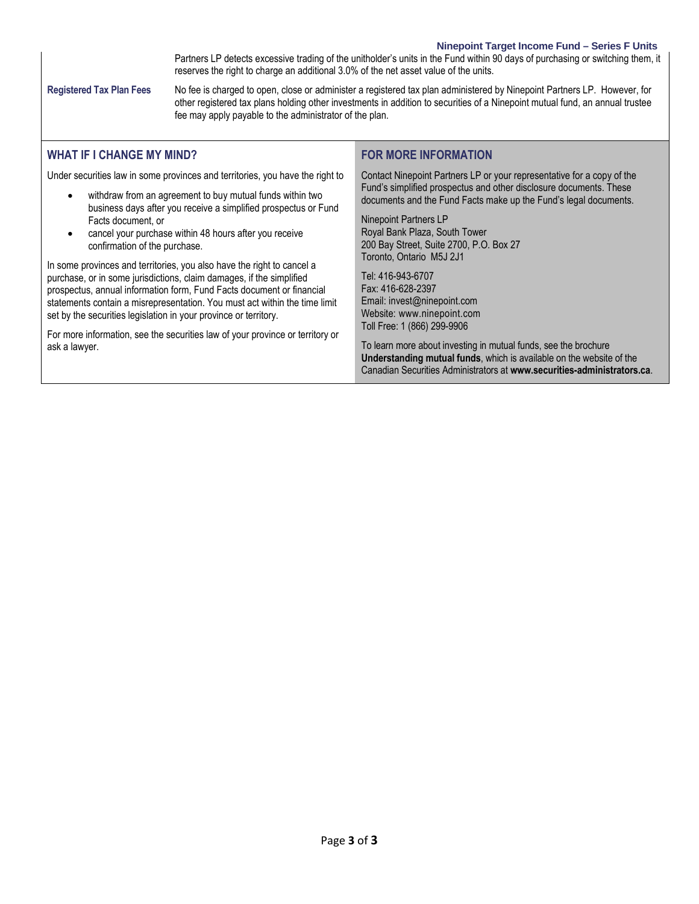Partners LP detects excessive trading of the unitholder's units in the Fund within 90 days of purchasing or switching them, it reserves the right to charge an additional 3.0% of the net asset value of the units.

| | |
|---|---|
| **Registered Tax Plan Fees** | No fee is charged to open, close or administer a registered tax plan administered by Ninepoint Partners LP. However, for other registered tax plans holding other investments in addition to securities of a Ninepoint mutual fund, an annual trustee fee may apply payable to the administrator of the plan. |

## WHAT IF I CHANGE MY MIND?

Under securities law in some provinces and territories, you have the right to

- withdraw from an agreement to buy mutual funds within two business days after you receive a simplified prospectus or Fund Facts document, or
- cancel your purchase within 48 hours after you receive confirmation of the purchase.

In some provinces and territories, you also have the right to cancel a purchase, or in some jurisdictions, claim damages, if the simplified prospectus, annual information form, Fund Facts document or financial statements contain a misrepresentation. You must act within the time limit set by the securities legislation in your province or territory.

For more information, see the securities law of your province or territory or ask a lawyer.

## FOR MORE INFORMATION

Contact Ninepoint Partners LP or your representative for a copy of the Fund's simplified prospectus and other disclosure documents. These documents and the Fund Facts make up the Fund's legal documents.

Ninepoint Partners LP
Royal Bank Plaza, South Tower
200 Bay Street, Suite 2700, P.O. Box 27
Toronto, Ontario M5J 2J1

Tel: 416-943-6707
Fax: 416-628-2397
Email: invest@ninepoint.com
Website: www.ninepoint.com
Toll Free: 1 (866) 299-9906

To learn more about investing in mutual funds, see the brochure **Understanding mutual funds**, which is available on the website of the Canadian Securities Administrators at **www.securities-administrators.ca**.